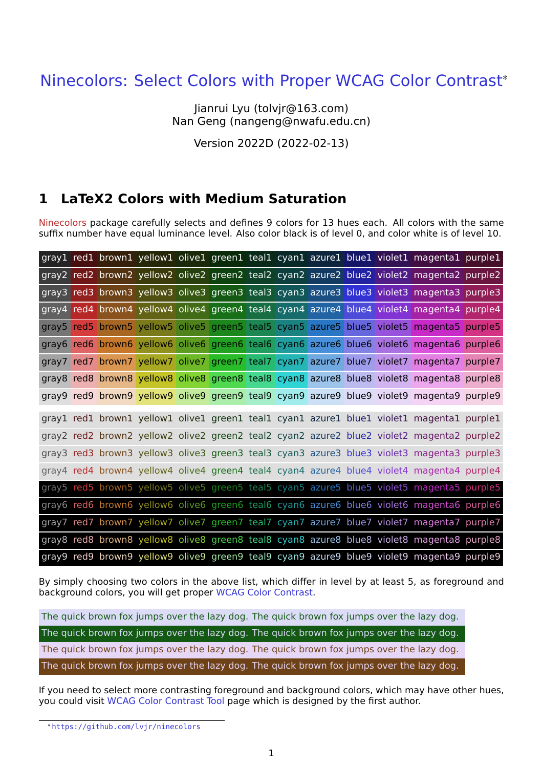# Ninecolors: Select Colors with Proper WCAG Color Contrast*

Jianrui Lyu (tolvjr@163.com)
Nan Geng (nangeng@nwafu.edu.cn)

Version 2022D (2022-02-13)

## 1 LaTeX2 Colors with Medium Saturation

Ninecolors package carefully selects and defines 9 colors for 13 hues each. All colors with the same suffix number have equal luminance level. Also color black is of level 0, and color white is of level 10.

| gray1 | red1 | brown1 | yellow1 | olive1 | green1 | teal1 | cyan1 | azure1 | blue1 | violet1 | magenta1 | purple1 |
|---|---|---|---|---|---|---|---|---|---|---|---|---|
| gray2 | red2 | brown2 | yellow2 | olive2 | green2 | teal2 | cyan2 | azure2 | blue2 | violet2 | magenta2 | purple2 |
| gray3 | red3 | brown3 | yellow3 | olive3 | green3 | teal3 | cyan3 | azure3 | blue3 | violet3 | magenta3 | purple3 |
| gray4 | red4 | brown4 | yellow4 | olive4 | green4 | teal4 | cyan4 | azure4 | blue4 | violet4 | magenta4 | purple4 |
| gray5 | red5 | brown5 | yellow5 | olive5 | green5 | teal5 | cyan5 | azure5 | blue5 | violet5 | magenta5 | purple5 |
| gray6 | red6 | brown6 | yellow6 | olive6 | green6 | teal6 | cyan6 | azure6 | blue6 | violet6 | magenta6 | purple6 |
| gray7 | red7 | brown7 | yellow7 | olive7 | green7 | teal7 | cyan7 | azure7 | blue7 | violet7 | magenta7 | purple7 |
| gray8 | red8 | brown8 | yellow8 | olive8 | green8 | teal8 | cyan8 | azure8 | blue8 | violet8 | magenta8 | purple8 |
| gray9 | red9 | brown9 | yellow9 | olive9 | green9 | teal9 | cyan9 | azure9 | blue9 | violet9 | magenta9 | purple9 |

| gray1 | red1 | brown1 | yellow1 | olive1 | green1 | teal1 | cyan1 | azure1 | blue1 | violet1 | magenta1 | purple1 |
|---|---|---|---|---|---|---|---|---|---|---|---|---|
| gray2 | red2 | brown2 | yellow2 | olive2 | green2 | teal2 | cyan2 | azure2 | blue2 | violet2 | magenta2 | purple2 |
| gray3 | red3 | brown3 | yellow3 | olive3 | green3 | teal3 | cyan3 | azure3 | blue3 | violet3 | magenta3 | purple3 |
| gray4 | red4 | brown4 | yellow4 | olive4 | green4 | teal4 | cyan4 | azure4 | blue4 | violet4 | magenta4 | purple4 |
| gray5 | red5 | brown5 | yellow5 | olive5 | green5 | teal5 | cyan5 | azure5 | blue5 | violet5 | magenta5 | purple5 |
| gray6 | red6 | brown6 | yellow6 | olive6 | green6 | teal6 | cyan6 | azure6 | blue6 | violet6 | magenta6 | purple6 |
| gray7 | red7 | brown7 | yellow7 | olive7 | green7 | teal7 | cyan7 | azure7 | blue7 | violet7 | magenta7 | purple7 |
| gray8 | red8 | brown8 | yellow8 | olive8 | green8 | teal8 | cyan8 | azure8 | blue8 | violet8 | magenta8 | purple8 |
| gray9 | red9 | brown9 | yellow9 | olive9 | green9 | teal9 | cyan9 | azure9 | blue9 | violet9 | magenta9 | purple9 |

By simply choosing two colors in the above list, which differ in level by at least 5, as foreground and background colors, you will get proper WCAG Color Contrast.

The quick brown fox jumps over the lazy dog. The quick brown fox jumps over the lazy dog.

The quick brown fox jumps over the lazy dog. The quick brown fox jumps over the lazy dog.

The quick brown fox jumps over the lazy dog. The quick brown fox jumps over the lazy dog.

The quick brown fox jumps over the lazy dog. The quick brown fox jumps over the lazy dog.

If you need to select more contrasting foreground and background colors, which may have other hues, you could visit WCAG Color Contrast Tool page which is designed by the first author.

*https://github.com/lvjr/ninecolors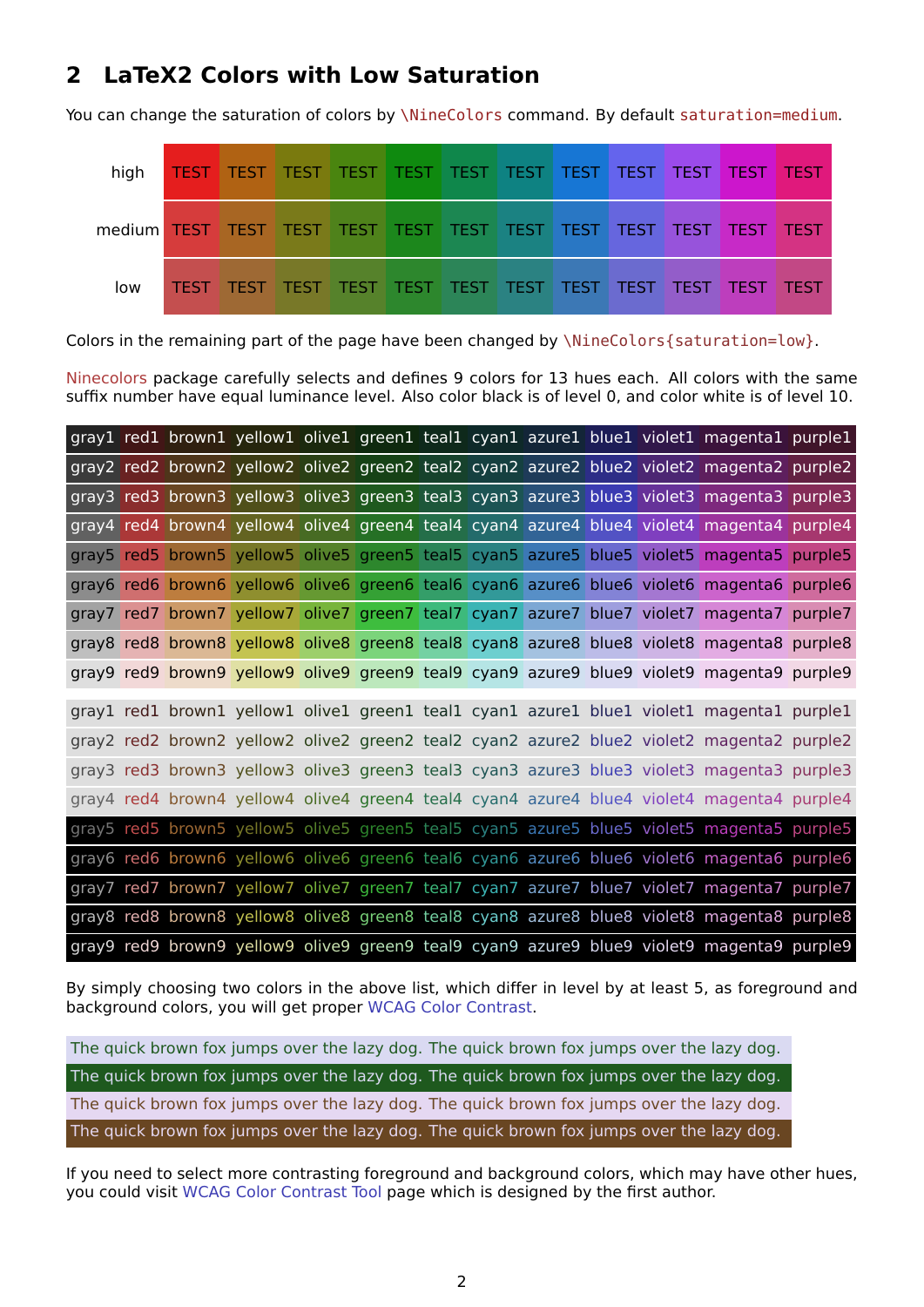## 2 LaTeX2 Colors with Low Saturation

You can change the saturation of colors by `\NineColors` command. By default `saturation=medium`.

| | | | | | | | | | | | | |
|---|---|---|---|---|---|---|---|---|---|---|---|---|
| high | TEST | TEST | TEST | TEST | TEST | TEST | TEST | TEST | TEST | TEST | TEST | TEST |
| medium | TEST | TEST | TEST | TEST | TEST | TEST | TEST | TEST | TEST | TEST | TEST | TEST |
| low | TEST | TEST | TEST | TEST | TEST | TEST | TEST | TEST | TEST | TEST | TEST | TEST |

Colors in the remaining part of the page have been changed by `\NineColors{saturation=low}`.

Ninecolors package carefully selects and defines 9 colors for 13 hues each. All colors with the same suffix number have equal luminance level. Also color black is of level 0, and color white is of level 10.

| | | | | | | | | | | | | |
|---|---|---|---|---|---|---|---|---|---|---|---|---|
| gray1 | red1 | brown1 | yellow1 | olive1 | green1 | teal1 | cyan1 | azure1 | blue1 | violet1 | magenta1 | purple1 |
| gray2 | red2 | brown2 | yellow2 | olive2 | green2 | teal2 | cyan2 | azure2 | blue2 | violet2 | magenta2 | purple2 |
| gray3 | red3 | brown3 | yellow3 | olive3 | green3 | teal3 | cyan3 | azure3 | blue3 | violet3 | magenta3 | purple3 |
| gray4 | red4 | brown4 | yellow4 | olive4 | green4 | teal4 | cyan4 | azure4 | blue4 | violet4 | magenta4 | purple4 |
| gray5 | red5 | brown5 | yellow5 | olive5 | green5 | teal5 | cyan5 | azure5 | blue5 | violet5 | magenta5 | purple5 |
| gray6 | red6 | brown6 | yellow6 | olive6 | green6 | teal6 | cyan6 | azure6 | blue6 | violet6 | magenta6 | purple6 |
| gray7 | red7 | brown7 | yellow7 | olive7 | green7 | teal7 | cyan7 | azure7 | blue7 | violet7 | magenta7 | purple7 |
| gray8 | red8 | brown8 | yellow8 | olive8 | green8 | teal8 | cyan8 | azure8 | blue8 | violet8 | magenta8 | purple8 |
| gray9 | red9 | brown9 | yellow9 | olive9 | green9 | teal9 | cyan9 | azure9 | blue9 | violet9 | magenta9 | purple9 |

| | | | | | | | | | | | | |
|---|---|---|---|---|---|---|---|---|---|---|---|---|
| gray1 | red1 | brown1 | yellow1 | olive1 | green1 | teal1 | cyan1 | azure1 | blue1 | violet1 | magenta1 | purple1 |
| gray2 | red2 | brown2 | yellow2 | olive2 | green2 | teal2 | cyan2 | azure2 | blue2 | violet2 | magenta2 | purple2 |
| gray3 | red3 | brown3 | yellow3 | olive3 | green3 | teal3 | cyan3 | azure3 | blue3 | violet3 | magenta3 | purple3 |
| gray4 | red4 | brown4 | yellow4 | olive4 | green4 | teal4 | cyan4 | azure4 | blue4 | violet4 | magenta4 | purple4 |
| gray5 | red5 | brown5 | yellow5 | olive5 | green5 | teal5 | cyan5 | azure5 | blue5 | violet5 | magenta5 | purple5 |
| gray6 | red6 | brown6 | yellow6 | olive6 | green6 | teal6 | cyan6 | azure6 | blue6 | violet6 | magenta6 | purple6 |
| gray7 | red7 | brown7 | yellow7 | olive7 | green7 | teal7 | cyan7 | azure7 | blue7 | violet7 | magenta7 | purple7 |
| gray8 | red8 | brown8 | yellow8 | olive8 | green8 | teal8 | cyan8 | azure8 | blue8 | violet8 | magenta8 | purple8 |
| gray9 | red9 | brown9 | yellow9 | olive9 | green9 | teal9 | cyan9 | azure9 | blue9 | violet9 | magenta9 | purple9 |

By simply choosing two colors in the above list, which differ in level by at least 5, as foreground and background colors, you will get proper WCAG Color Contrast.

The quick brown fox jumps over the lazy dog. The quick brown fox jumps over the lazy dog.
The quick brown fox jumps over the lazy dog. The quick brown fox jumps over the lazy dog.
The quick brown fox jumps over the lazy dog. The quick brown fox jumps over the lazy dog.
The quick brown fox jumps over the lazy dog. The quick brown fox jumps over the lazy dog.

If you need to select more contrasting foreground and background colors, which may have other hues, you could visit WCAG Color Contrast Tool page which is designed by the first author.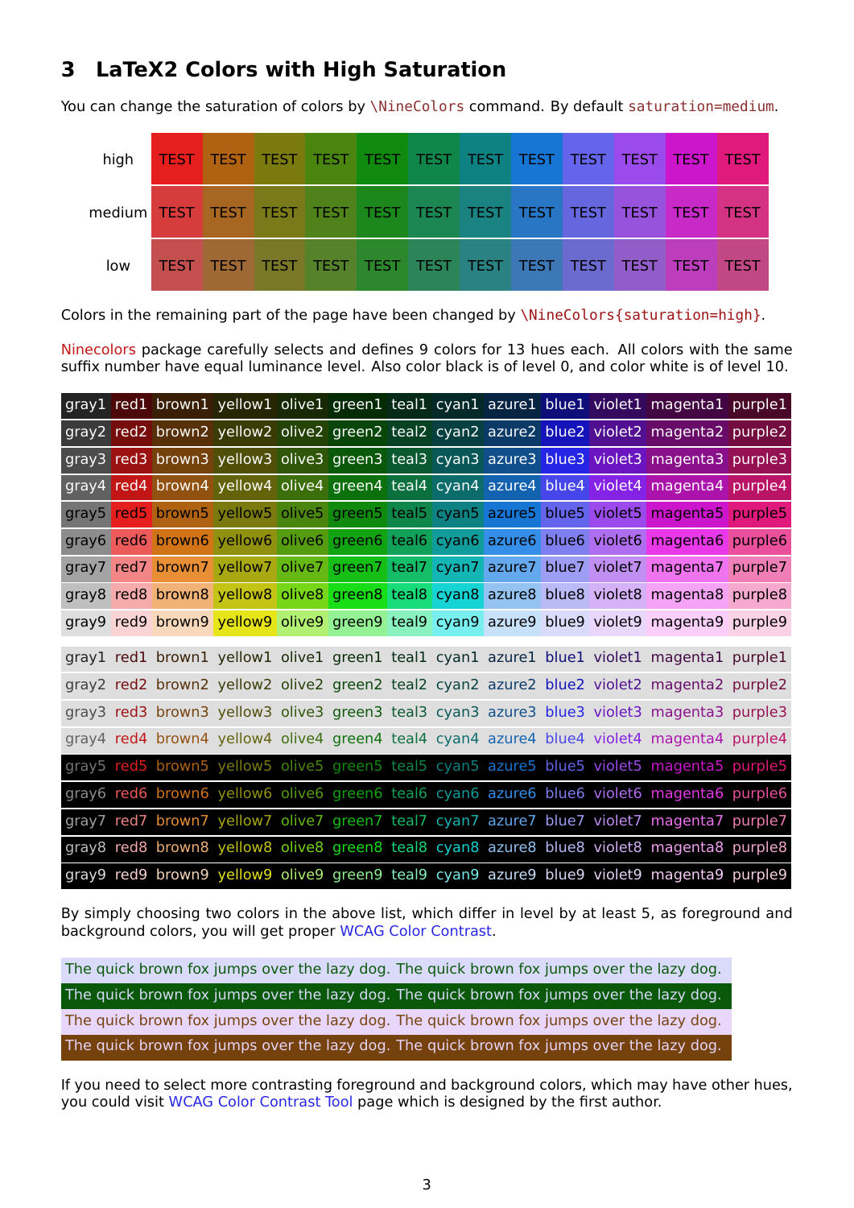## 3 LaTeX2 Colors with High Saturation

You can change the saturation of colors by \NineColors command. By default saturation=medium.

| | | | | | | | | | | | | |
|---|---|---|---|---|---|---|---|---|---|---|---|---|
| high | TEST | TEST | TEST | TEST | TEST | TEST | TEST | TEST | TEST | TEST | TEST | TEST |
| medium | TEST | TEST | TEST | TEST | TEST | TEST | TEST | TEST | TEST | TEST | TEST | TEST |
| low | TEST | TEST | TEST | TEST | TEST | TEST | TEST | TEST | TEST | TEST | TEST | TEST |

Colors in the remaining part of the page have been changed by \NineColors{saturation=high}.

Ninecolors package carefully selects and defines 9 colors for 13 hues each. All colors with the same suffix number have equal luminance level. Also color black is of level 0, and color white is of level 10.

| | | | | | | | | | | | | |
|---|---|---|---|---|---|---|---|---|---|---|---|---|
| gray1 | red1 | brown1 | yellow1 | olive1 | green1 | teal1 | cyan1 | azure1 | blue1 | violet1 | magenta1 | purple1 |
| gray2 | red2 | brown2 | yellow2 | olive2 | green2 | teal2 | cyan2 | azure2 | blue2 | violet2 | magenta2 | purple2 |
| gray3 | red3 | brown3 | yellow3 | olive3 | green3 | teal3 | cyan3 | azure3 | blue3 | violet3 | magenta3 | purple3 |
| gray4 | red4 | brown4 | yellow4 | olive4 | green4 | teal4 | cyan4 | azure4 | blue4 | violet4 | magenta4 | purple4 |
| gray5 | red5 | brown5 | yellow5 | olive5 | green5 | teal5 | cyan5 | azure5 | blue5 | violet5 | magenta5 | purple5 |
| gray6 | red6 | brown6 | yellow6 | olive6 | green6 | teal6 | cyan6 | azure6 | blue6 | violet6 | magenta6 | purple6 |
| gray7 | red7 | brown7 | yellow7 | olive7 | green7 | teal7 | cyan7 | azure7 | blue7 | violet7 | magenta7 | purple7 |
| gray8 | red8 | brown8 | yellow8 | olive8 | green8 | teal8 | cyan8 | azure8 | blue8 | violet8 | magenta8 | purple8 |
| gray9 | red9 | brown9 | yellow9 | olive9 | green9 | teal9 | cyan9 | azure9 | blue9 | violet9 | magenta9 | purple9 |

| | | | | | | | | | | | | |
|---|---|---|---|---|---|---|---|---|---|---|---|---|
| gray1 | red1 | brown1 | yellow1 | olive1 | green1 | teal1 | cyan1 | azure1 | blue1 | violet1 | magenta1 | purple1 |
| gray2 | red2 | brown2 | yellow2 | olive2 | green2 | teal2 | cyan2 | azure2 | blue2 | violet2 | magenta2 | purple2 |
| gray3 | red3 | brown3 | yellow3 | olive3 | green3 | teal3 | cyan3 | azure3 | blue3 | violet3 | magenta3 | purple3 |
| gray4 | red4 | brown4 | yellow4 | olive4 | green4 | teal4 | cyan4 | azure4 | blue4 | violet4 | magenta4 | purple4 |
| gray5 | red5 | brown5 | yellow5 | olive5 | green5 | teal5 | cyan5 | azure5 | blue5 | violet5 | magenta5 | purple5 |
| gray6 | red6 | brown6 | yellow6 | olive6 | green6 | teal6 | cyan6 | azure6 | blue6 | violet6 | magenta6 | purple6 |
| gray7 | red7 | brown7 | yellow7 | olive7 | green7 | teal7 | cyan7 | azure7 | blue7 | violet7 | magenta7 | purple7 |
| gray8 | red8 | brown8 | yellow8 | olive8 | green8 | teal8 | cyan8 | azure8 | blue8 | violet8 | magenta8 | purple8 |
| gray9 | red9 | brown9 | yellow9 | olive9 | green9 | teal9 | cyan9 | azure9 | blue9 | violet9 | magenta9 | purple9 |

By simply choosing two colors in the above list, which differ in level by at least 5, as foreground and background colors, you will get proper WCAG Color Contrast.

The quick brown fox jumps over the lazy dog. The quick brown fox jumps over the lazy dog.

The quick brown fox jumps over the lazy dog. The quick brown fox jumps over the lazy dog.

The quick brown fox jumps over the lazy dog. The quick brown fox jumps over the lazy dog.

The quick brown fox jumps over the lazy dog. The quick brown fox jumps over the lazy dog.

If you need to select more contrasting foreground and background colors, which may have other hues, you could visit WCAG Color Contrast Tool page which is designed by the first author.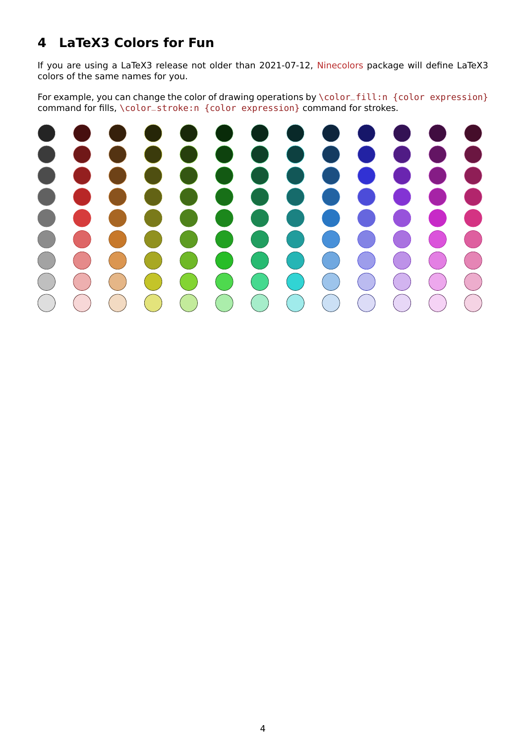## 4 LaTeX3 Colors for Fun

If you are using a LaTeX3 release not older than 2021-07-12, Ninecolors package will define LaTeX3 colors of the same names for you.

For example, you can change the color of drawing operations by `\color_fill:n {color expression}` command for fills, `\color_stroke:n {color expression}` command for strokes.